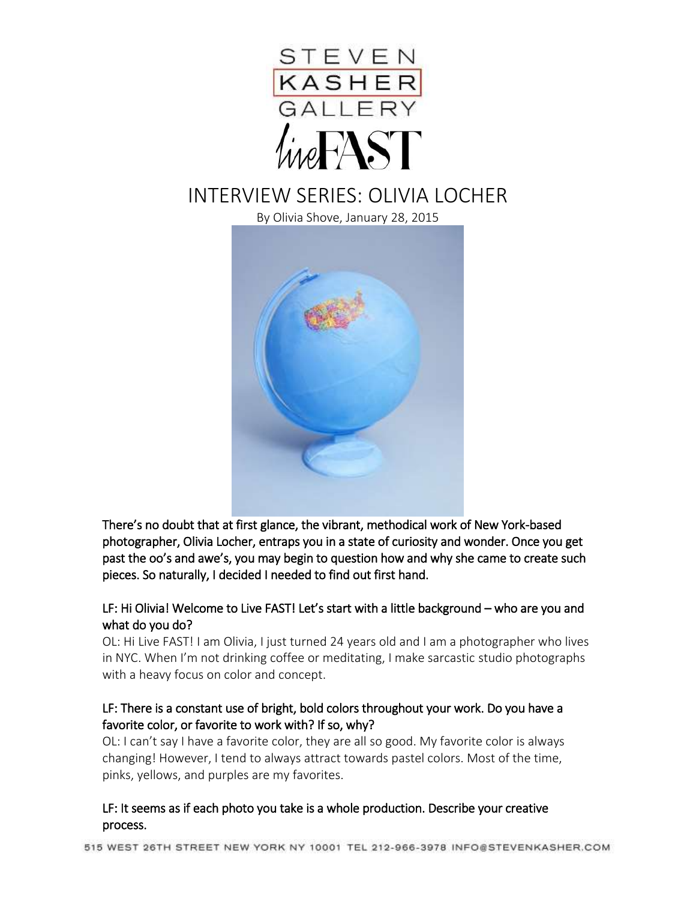STEVEN KASHER GALLERY

liveFAST

# INTERVIEW SERIES: OLIVIA LOCHER

By Olivia Shove, January 28, 2015

**There's no doubt that at first glance, the vibrant, methodical work of New York-based photographer, Olivia Locher, entraps you in a state of curiosity and wonder. Once you get past the oo's and awe's, you may begin to question how and why she came to create such pieces. So naturally, I decided I needed to find out first hand.**

**LF: Hi Olivia! Welcome to Live FAST! Let's start with a little background – who are you and what do you do?**

OL: Hi Live FAST! I am Olivia, I just turned 24 years old and I am a photographer who lives in NYC. When I'm not drinking coffee or meditating, I make sarcastic studio photographs with a heavy focus on color and concept.

**LF: There is a constant use of bright, bold colors throughout your work. Do you have a favorite color, or favorite to work with? If so, why?**

OL: I can't say I have a favorite color, they are all so good. My favorite color is always changing! However, I tend to always attract towards pastel colors. Most of the time, pinks, yellows, and purples are my favorites.

**LF: It seems as if each photo you take is a whole production. Describe your creative process.**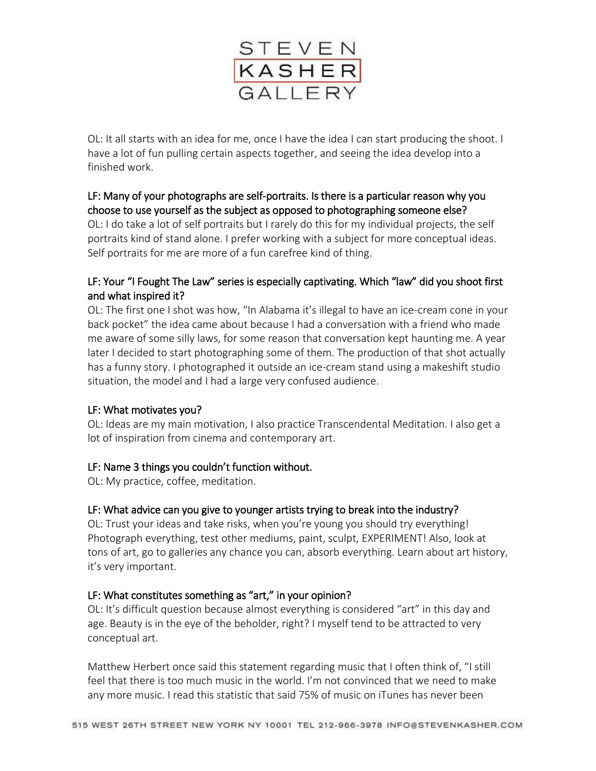OL: It all starts with an idea for me, once I have the idea I can start producing the shoot. I have a lot of fun pulling certain aspects together, and seeing the idea develop into a finished work.

LF: Many of your photographs are self-portraits. Is there is a particular reason why you choose to use yourself as the subject as opposed to photographing someone else?
OL: I do take a lot of self portraits but I rarely do this for my individual projects, the self portraits kind of stand alone. I prefer working with a subject for more conceptual ideas. Self portraits for me are more of a fun carefree kind of thing.

LF: Your "I Fought The Law" series is especially captivating. Which "law" did you shoot first and what inspired it?
OL: The first one I shot was how, "In Alabama it's illegal to have an ice-cream cone in your back pocket" the idea came about because I had a conversation with a friend who made me aware of some silly laws, for some reason that conversation kept haunting me. A year later I decided to start photographing some of them. The production of that shot actually has a funny story. I photographed it outside an ice-cream stand using a makeshift studio situation, the model and I had a large very confused audience.

LF: What motivates you?
OL: Ideas are my main motivation, I also practice Transcendental Meditation. I also get a lot of inspiration from cinema and contemporary art.

LF: Name 3 things you couldn't function without.
OL: My practice, coffee, meditation.

LF: What advice can you give to younger artists trying to break into the industry?
OL: Trust your ideas and take risks, when you're young you should try everything! Photograph everything, test other mediums, paint, sculpt, EXPERIMENT! Also, look at tons of art, go to galleries any chance you can, absorb everything. Learn about art history, it's very important.

LF: What constitutes something as "art," in your opinion?
OL: It's difficult question because almost everything is considered "art" in this day and age. Beauty is in the eye of the beholder, right? I myself tend to be attracted to very conceptual art.

Matthew Herbert once said this statement regarding music that I often think of, "I still feel that there is too much music in the world. I'm not convinced that we need to make any more music. I read this statistic that said 75% of music on iTunes has never been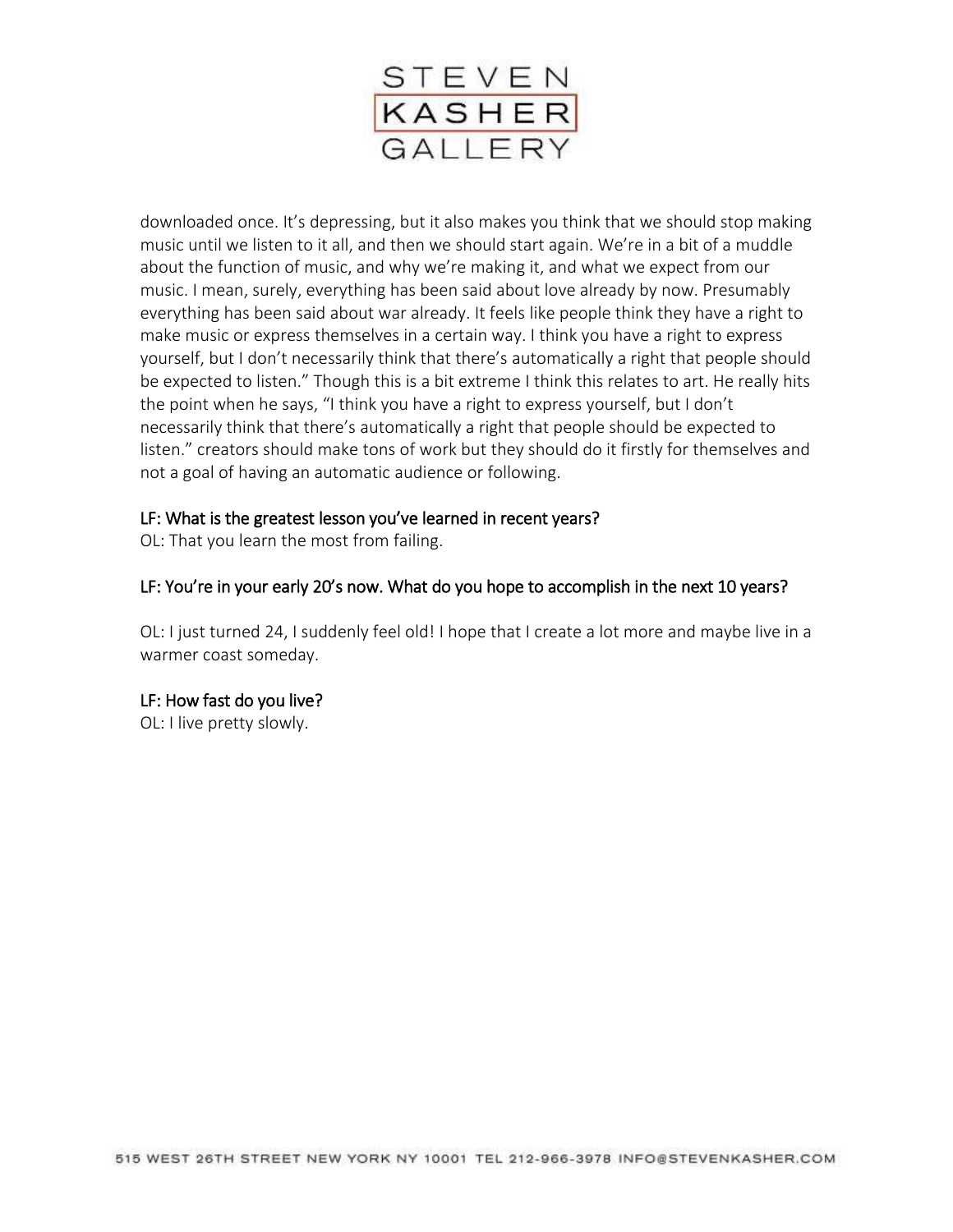downloaded once. It's depressing, but it also makes you think that we should stop making music until we listen to it all, and then we should start again. We're in a bit of a muddle about the function of music, and why we're making it, and what we expect from our music. I mean, surely, everything has been said about love already by now. Presumably everything has been said about war already. It feels like people think they have a right to make music or express themselves in a certain way. I think you have a right to express yourself, but I don't necessarily think that there's automatically a right that people should be expected to listen." Though this is a bit extreme I think this relates to art. He really hits the point when he says, "I think you have a right to express yourself, but I don't necessarily think that there's automatically a right that people should be expected to listen." creators should make tons of work but they should do it firstly for themselves and not a goal of having an automatic audience or following.

**LF: What is the greatest lesson you've learned in recent years?**

OL: That you learn the most from failing.

**LF: You're in your early 20's now. What do you hope to accomplish in the next 10 years?**

OL: I just turned 24, I suddenly feel old! I hope that I create a lot more and maybe live in a warmer coast someday.

**LF: How fast do you live?**

OL: I live pretty slowly.